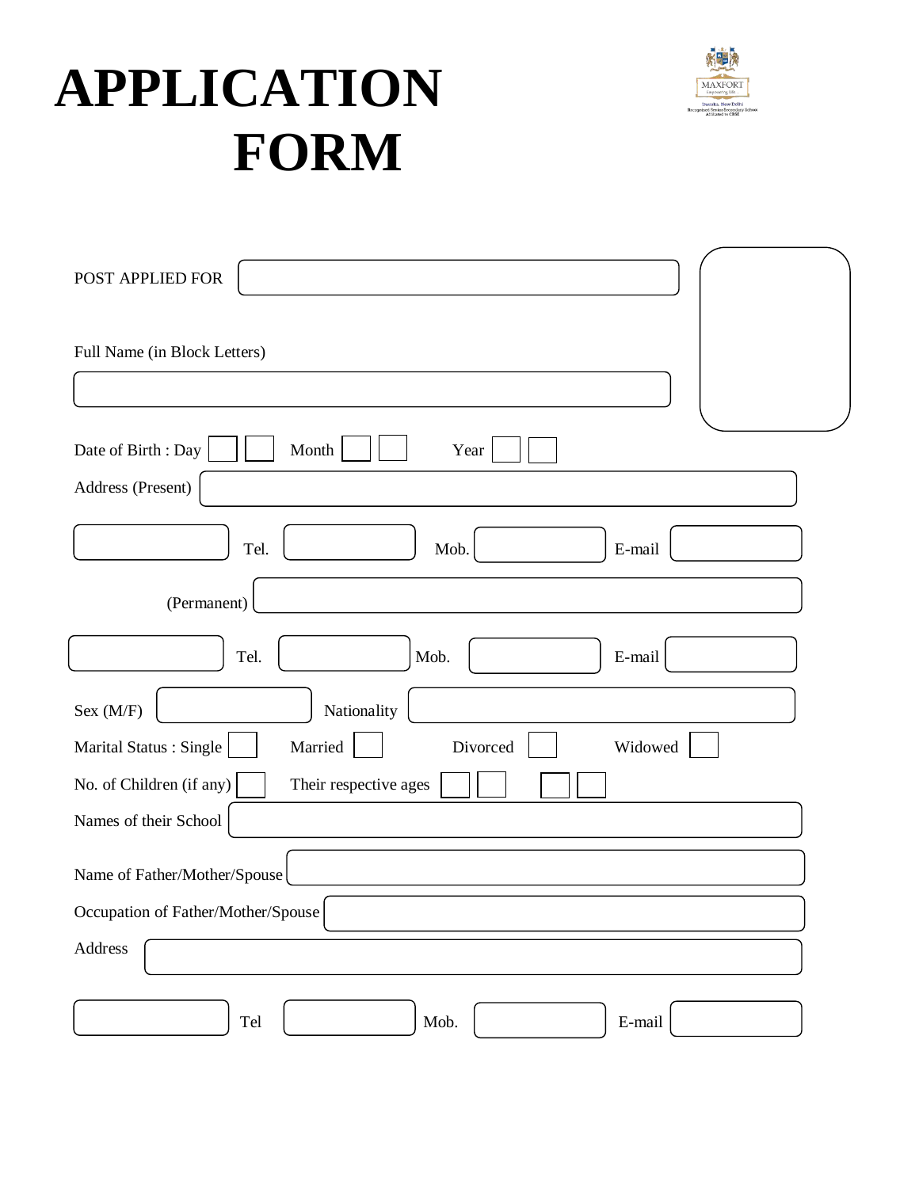# APPLICATION FORM

MAXFORT

Empowering Life

Dwarka, New Delhi

Recognised Senior Secondary School

Affiliated to CBSE

POST APPLIED FOR

Full Name (in Block Letters)

Date of Birth : Day Month Year

Address (Present)

Tel. Mob. E-mail

(Permanent)

Tel. Mob. E-mail

Sex (M/F) Nationality

Marital Status : Single Married Divorced Widowed

No. of Children (if any) Their respective ages

Names of their School

Name of Father/Mother/Spouse

Occupation of Father/Mother/Spouse

Address

Tel Mob. E-mail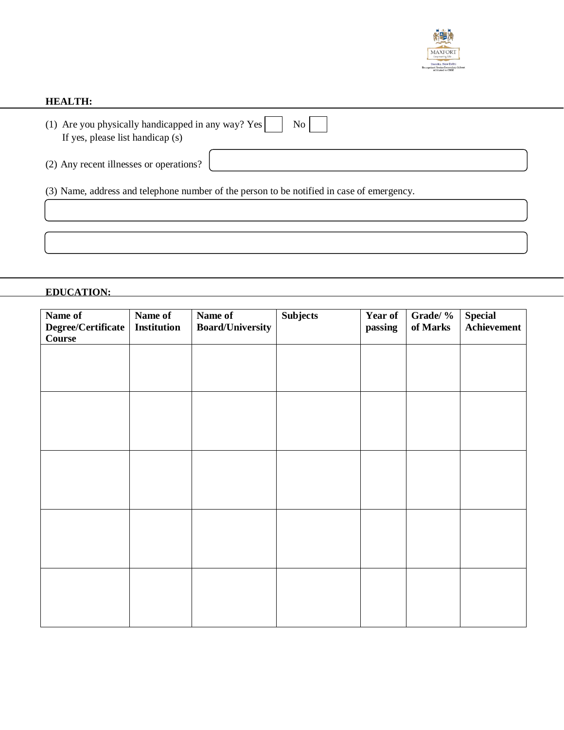**HEALTH:**

(1) Are you physically handicapped in any way? Yes ☐ No ☐
If yes, please list handicap (s)

(2) Any recent illnesses or operations?

(3) Name, address and telephone number of the person to be notified in case of emergency.

**EDUCATION:**

| Name of Degree/Certificate Course | Name of Institution | Name of Board/University | Subjects | Year of passing | Grade/ % of Marks | Special Achievement |
|---|---|---|---|---|---|---|
| | | | | | | |
| | | | | | | |
| | | | | | | |
| | | | | | | |
| | | | | | | |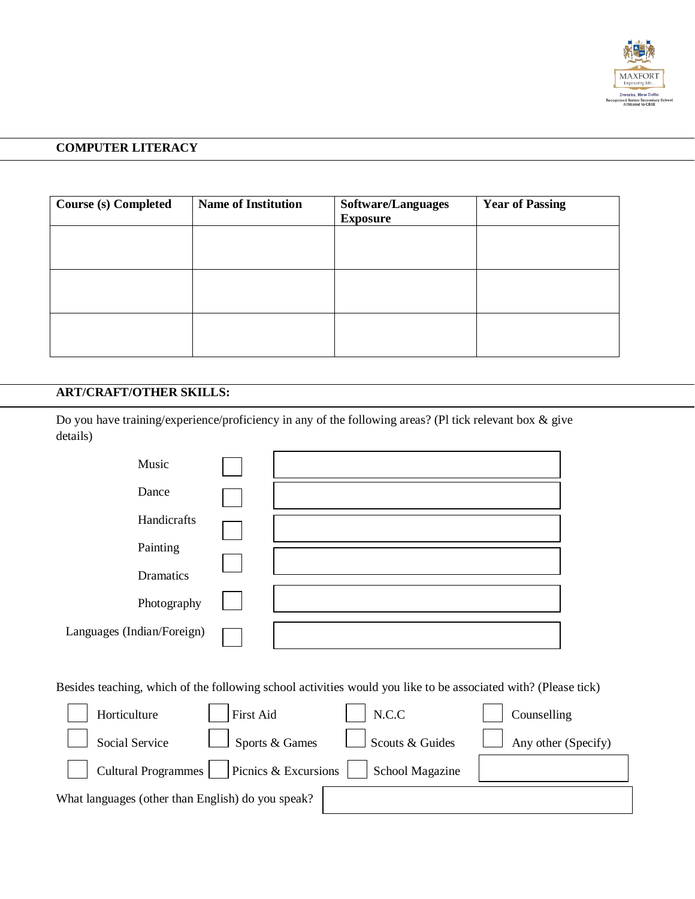## COMPUTER LITERACY

| Course (s) Completed | Name of Institution | Software/Languages Exposure | Year of Passing |
|---|---|---|---|
| | | | |
| | | | |
| | | | |

## ART/CRAFT/OTHER SKILLS:

Do you have training/experience/proficiency in any of the following areas? (Pl tick relevant box & give details)

| Area | Tick | Details |
|---|---|---|
| Music | ☐ | |
| Dance | ☐ | |
| Handicrafts | ☐ | |
| Painting | ☐ | |
| Dramatics | ☐ | |
| Photography | ☐ | |
| Languages (Indian/Foreign) | ☐ | |

Besides teaching, which of the following school activities would you like to be associated with? (Please tick)

| | | | |
|---|---|---|---|
| ☐ Horticulture | ☐ First Aid | ☐ N.C.C | ☐ Counselling |
| ☐ Social Service | ☐ Sports & Games | ☐ Scouts & Guides | ☐ Any other (Specify) |
| ☐ Cultural Programmes | ☐ Picnics & Excursions | ☐ School Magazine | |

What languages (other than English) do you speak?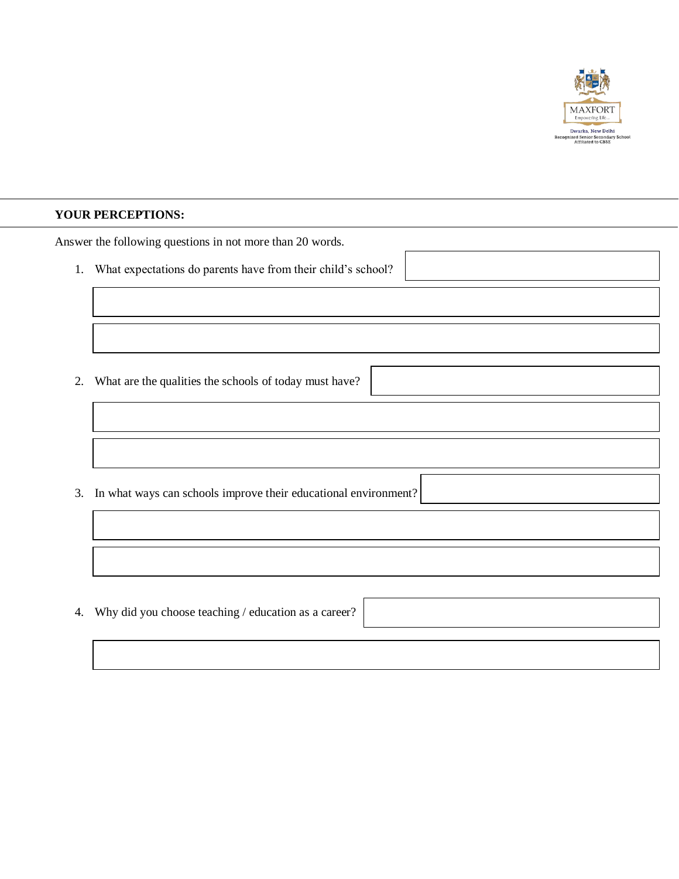## YOUR PERCEPTIONS:

Answer the following questions in not more than 20 words.

1. What expectations do parents have from their child's school?

2. What are the qualities the schools of today must have?

3. In what ways can schools improve their educational environment?

4. Why did you choose teaching / education as a career?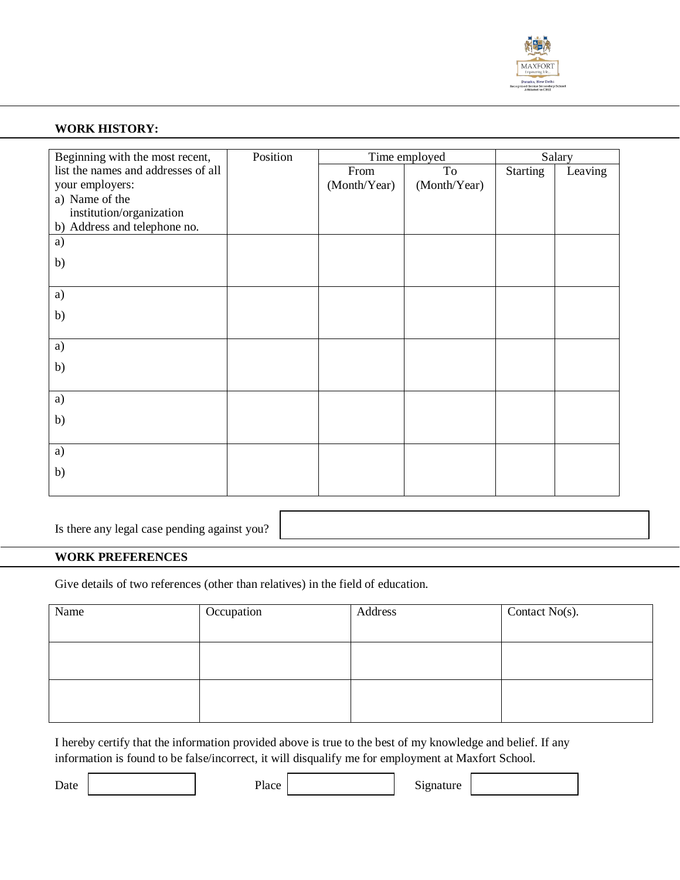## WORK HISTORY:

| Beginning with the most recent, list the names and addresses of all your employers:<br>a) Name of the institution/organization<br>b) Address and telephone no. | Position | Time employed | | Salary | |
|---|---|---|---|---|---|
| | | From (Month/Year) | To (Month/Year) | Starting | Leaving |
| a)<br>b) | | | | | |
| a)<br>b) | | | | | |
| a)<br>b) | | | | | |
| a)<br>b) | | | | | |
| a)<br>b) | | | | | |

Is there any legal case pending against you?

## WORK PREFERENCES

Give details of two references (other than relatives) in the field of education.

| Name | Occupation | Address | Contact No(s). |
|---|---|---|---|
| | | | |
| | | | |

I hereby certify that the information provided above is true to the best of my knowledge and belief. If any information is found to be false/incorrect, it will disqualify me for employment at Maxfort School.

Date Place Signature